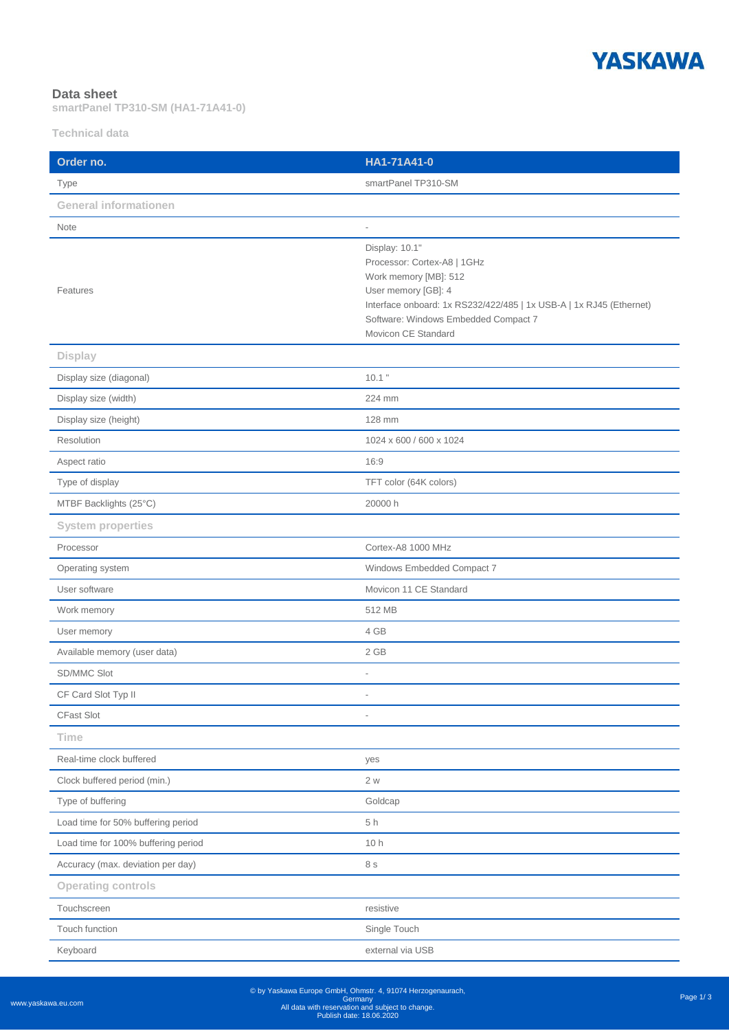# Data sheet

**smartPanel TP310-SM (HA1-71A41-0)**

### Technical data

| Order no. | HA1-71A41-0 |
|---|---|
| Type | smartPanel TP310-SM |
| **General informationen** | |
| Note | - |
| Features | Display: 10.1"<br>Processor: Cortex-A8 \| 1GHz<br>Work memory [MB]: 512<br>User memory [GB]: 4<br>Interface onboard: 1x RS232/422/485 \| 1x USB-A \| 1x RJ45 (Ethernet)<br>Software: Windows Embedded Compact 7<br>Movicon CE Standard |
| **Display** | |
| Display size (diagonal) | 10.1 " |
| Display size (width) | 224 mm |
| Display size (height) | 128 mm |
| Resolution | 1024 x 600 / 600 x 1024 |
| Aspect ratio | 16:9 |
| Type of display | TFT color (64K colors) |
| MTBF Backlights (25°C) | 20000 h |
| **System properties** | |
| Processor | Cortex-A8 1000 MHz |
| Operating system | Windows Embedded Compact 7 |
| User software | Movicon 11 CE Standard |
| Work memory | 512 MB |
| User memory | 4 GB |
| Available memory (user data) | 2 GB |
| SD/MMC Slot | - |
| CF Card Slot Typ II | - |
| CFast Slot | - |
| **Time** | |
| Real-time clock buffered | yes |
| Clock buffered period (min.) | 2 w |
| Type of buffering | Goldcap |
| Load time for 50% buffering period | 5 h |
| Load time for 100% buffering period | 10 h |
| Accuracy (max. deviation per day) | 8 s |
| **Operating controls** | |
| Touchscreen | resistive |
| Touch function | Single Touch |
| Keyboard | external via USB |

www.yaskawa.eu.com

© by Yaskawa Europe GmbH, Ohmstr. 4, 91074 Herzogenaurach, Germany
All data with reservation and subject to change.
Publish date: 18.06.2020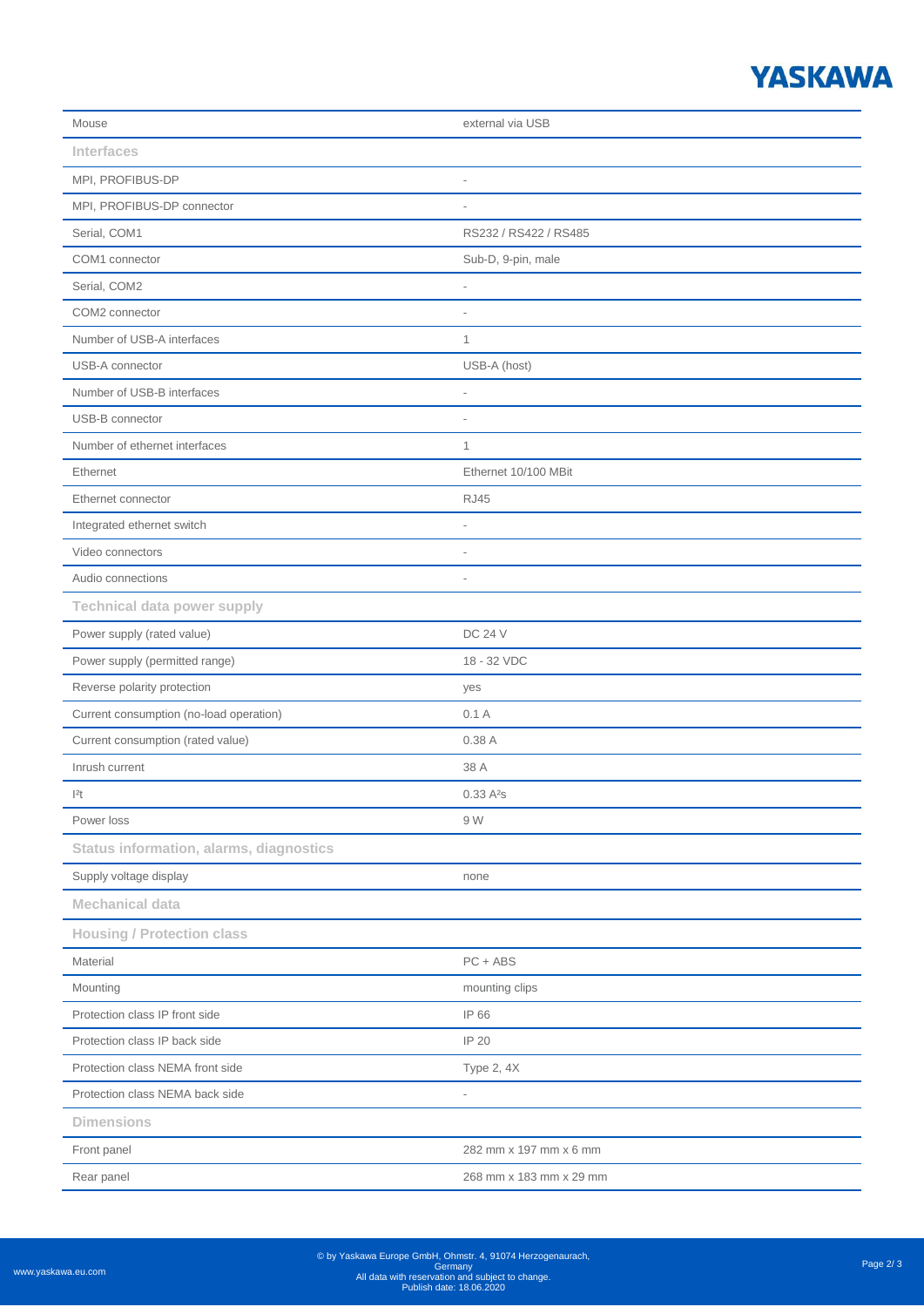| | |
|---|---|
| Mouse | external via USB |
| **Interfaces** | |
| MPI, PROFIBUS-DP | - |
| MPI, PROFIBUS-DP connector | - |
| Serial, COM1 | RS232 / RS422 / RS485 |
| COM1 connector | Sub-D, 9-pin, male |
| Serial, COM2 | - |
| COM2 connector | - |
| Number of USB-A interfaces | 1 |
| USB-A connector | USB-A (host) |
| Number of USB-B interfaces | - |
| USB-B connector | - |
| Number of ethernet interfaces | 1 |
| Ethernet | Ethernet 10/100 MBit |
| Ethernet connector | RJ45 |
| Integrated ethernet switch | - |
| Video connectors | - |
| Audio connections | - |
| **Technical data power supply** | |
| Power supply (rated value) | DC 24 V |
| Power supply (permitted range) | 18 - 32 VDC |
| Reverse polarity protection | yes |
| Current consumption (no-load operation) | 0.1 A |
| Current consumption (rated value) | 0.38 A |
| Inrush current | 38 A |
| $I^2t$ | 0.33 $A^2s$ |
| Power loss | 9 W |
| **Status information, alarms, diagnostics** | |
| Supply voltage display | none |
| **Mechanical data** | |
| **Housing / Protection class** | |
| Material | PC + ABS |
| Mounting | mounting clips |
| Protection class IP front side | IP 66 |
| Protection class IP back side | IP 20 |
| Protection class NEMA front side | Type 2, 4X |
| Protection class NEMA back side | - |
| **Dimensions** | |
| Front panel | 282 mm x 197 mm x 6 mm |
| Rear panel | 268 mm x 183 mm x 29 mm |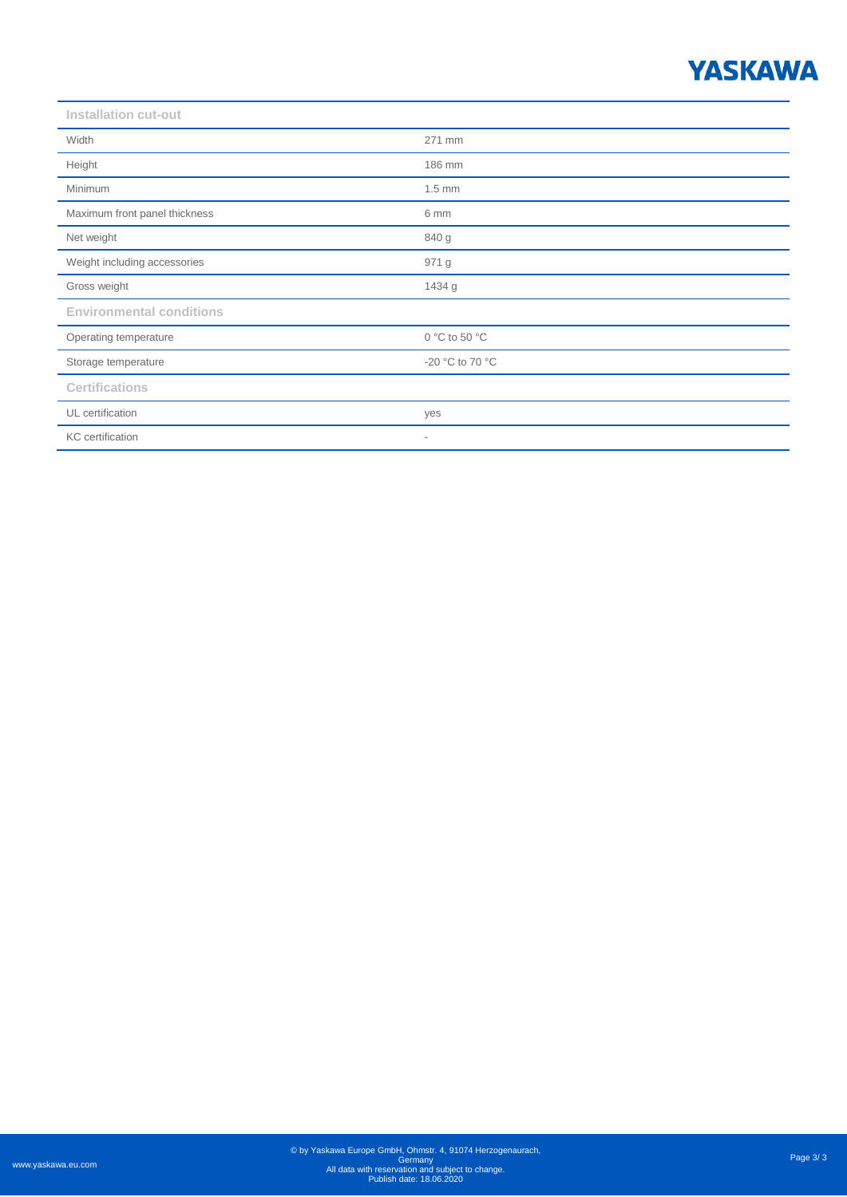| | |
|---|---|
| **Installation cut-out** | |
| Width | 271 mm |
| Height | 186 mm |
| Minimum | 1.5 mm |
| Maximum front panel thickness | 6 mm |
| Net weight | 840 g |
| Weight including accessories | 971 g |
| Gross weight | 1434 g |
| **Environmental conditions** | |
| Operating temperature | 0 °C to 50 °C |
| Storage temperature | -20 °C to 70 °C |
| **Certifications** | |
| UL certification | yes |
| KC certification | - |